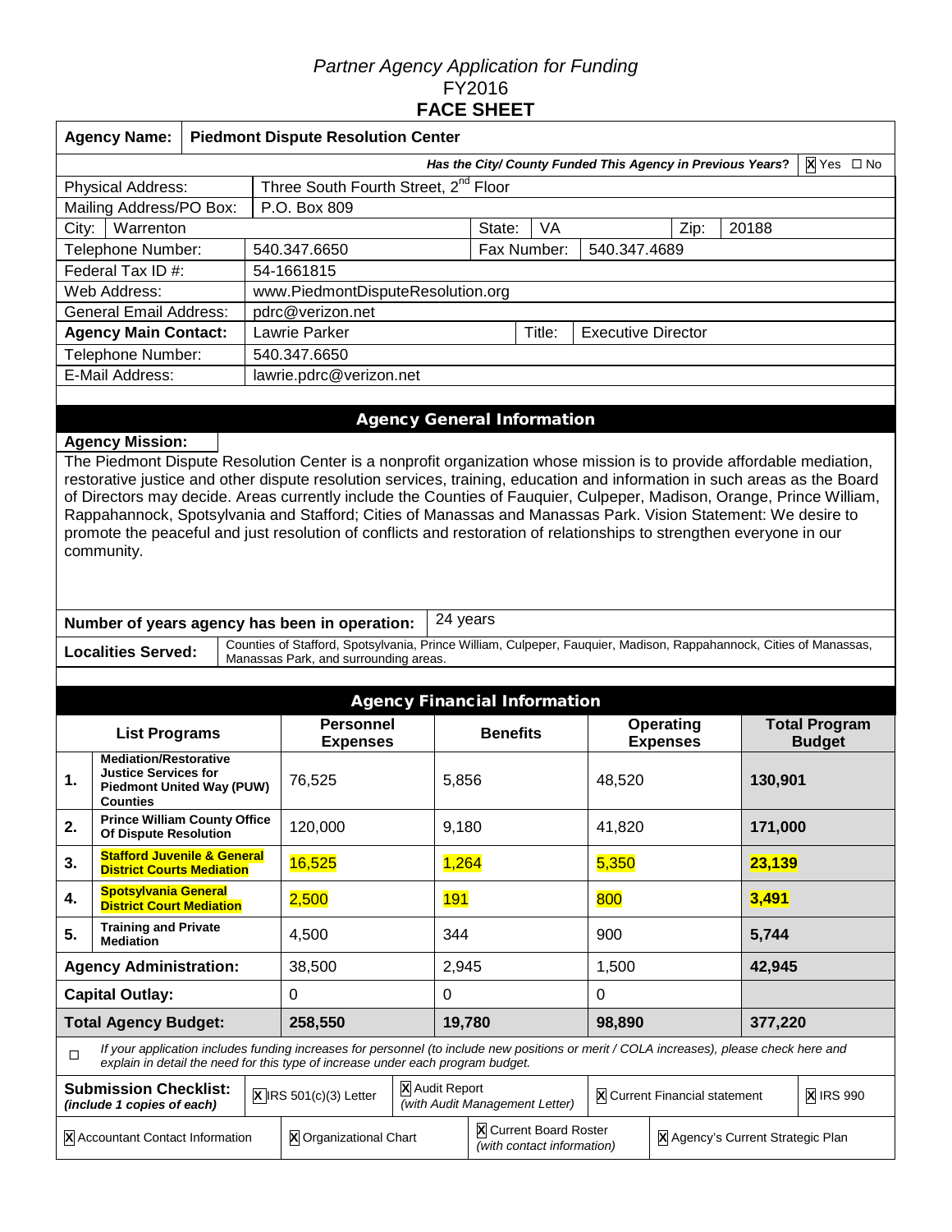# *Partner Agency Application for Funding*

FY2016

**FACE SHEET**

| **Agency Name:** | **Piedmont Dispute Resolution Center** |
|---|---|
| ***Has the City/ County Funded This Agency in Previous Years?*** | ☒ Yes ☐ No |

| | | | | | |
|---|---|---|---|---|---|
| Physical Address: | Three South Fourth Street, 2nd Floor | | | | |
| Mailing Address/PO Box: | P.O. Box 809 | | | | |
| City: Warrenton | | State: | VA | Zip: | 20188 |
| Telephone Number: | 540.347.6650 | Fax Number: | 540.347.4689 | | |
| Federal Tax ID #: | 54-1661815 | | | | |
| Web Address: | www.PiedmontDisputeResolution.org | | | | |
| General Email Address: | pdrc@verizon.net | | | | |
| **Agency Main Contact:** | Lawrie Parker | Title: | Executive Director | | |
| Telephone Number: | 540.347.6650 | | | | |
| E-Mail Address: | lawrie.pdrc@verizon.net | | | | |

## Agency General Information

**Agency Mission:**

The Piedmont Dispute Resolution Center is a nonprofit organization whose mission is to provide affordable mediation, restorative justice and other dispute resolution services, training, education and information in such areas as the Board of Directors may decide. Areas currently include the Counties of Fauquier, Culpeper, Madison, Orange, Prince William, Rappahannock, Spotsylvania and Stafford; Cities of Manassas and Manassas Park. Vision Statement: We desire to promote the peaceful and just resolution of conflicts and restoration of relationships to strengthen everyone in our community.

| **Number of years agency has been in operation:** | 24 years |
|---|---|
| **Localities Served:** | Counties of Stafford, Spotsylvania, Prince William, Culpeper, Fauquier, Madison, Rappahannock, Cities of Manassas, Manassas Park, and surrounding areas. |

## Agency Financial Information

| | **List Programs** | **Personnel Expenses** | **Benefits** | **Operating Expenses** | **Total Program Budget** |
|---|---|---|---|---|---|
| **1.** | **Mediation/Restorative Justice Services for Piedmont United Way (PUW) Counties** | 76,525 | 5,856 | 48,520 | **130,901** |
| **2.** | **Prince William County Office Of Dispute Resolution** | 120,000 | 9,180 | 41,820 | **171,000** |
| **3.** | **Stafford Juvenile & General District Courts Mediation** | 16,525 | 1,264 | 5,350 | **23,139** |
| **4.** | **Spotsylvania General District Court Mediation** | 2,500 | 191 | 800 | **3,491** |
| **5.** | **Training and Private Mediation** | 4,500 | 344 | 900 | **5,744** |
| **Agency Administration:** | | 38,500 | 2,945 | 1,500 | **42,945** |
| **Capital Outlay:** | | 0 | 0 | 0 | |
| **Total Agency Budget:** | | **258,550** | **19,780** | **98,890** | **377,220** |

☐ *If your application includes funding increases for personnel (to include new positions or merit / COLA increases), please check here and explain in detail the need for this type of increase under each program budget.*

| **Submission Checklist:** *(include 1 copies of each)* | ☒ IRS 501(c)(3) Letter | ☒ Audit Report *(with Audit Management Letter)* | ☒ Current Financial statement | ☒ IRS 990 |
|---|---|---|---|---|
| ☒ Accountant Contact Information | ☒ Organizational Chart | ☒ Current Board Roster *(with contact information)* | ☒ Agency's Current Strategic Plan | |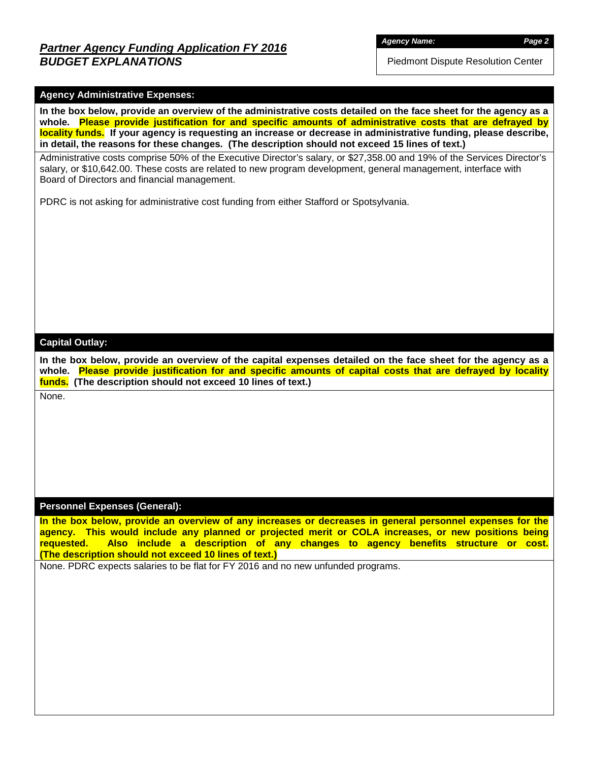## *Partner Agency Funding Application FY 2016*
### *BUDGET EXPLANATIONS*

***Agency Name:***

Piedmont Dispute Resolution Center

### Agency Administrative Expenses:

**In the box below, provide an overview of the administrative costs detailed on the face sheet for the agency as a whole. Please provide justification for and specific amounts of administrative costs that are defrayed by locality funds. If your agency is requesting an increase or decrease in administrative funding, please describe, in detail, the reasons for these changes. (The description should not exceed 15 lines of text.)**

Administrative costs comprise 50% of the Executive Director's salary, or $27,358.00 and 19% of the Services Director's salary, or $10,642.00. These costs are related to new program development, general management, interface with Board of Directors and financial management.

PDRC is not asking for administrative cost funding from either Stafford or Spotsylvania.

### Capital Outlay:

**In the box below, provide an overview of the capital expenses detailed on the face sheet for the agency as a whole. Please provide justification for and specific amounts of capital costs that are defrayed by locality funds. (The description should not exceed 10 lines of text.)**

None.

### Personnel Expenses (General):

**In the box below, provide an overview of any increases or decreases in general personnel expenses for the agency. This would include any planned or projected merit or COLA increases, or new positions being requested. Also include a description of any changes to agency benefits structure or cost. (The description should not exceed 10 lines of text.)**

None. PDRC expects salaries to be flat for FY 2016 and no new unfunded programs.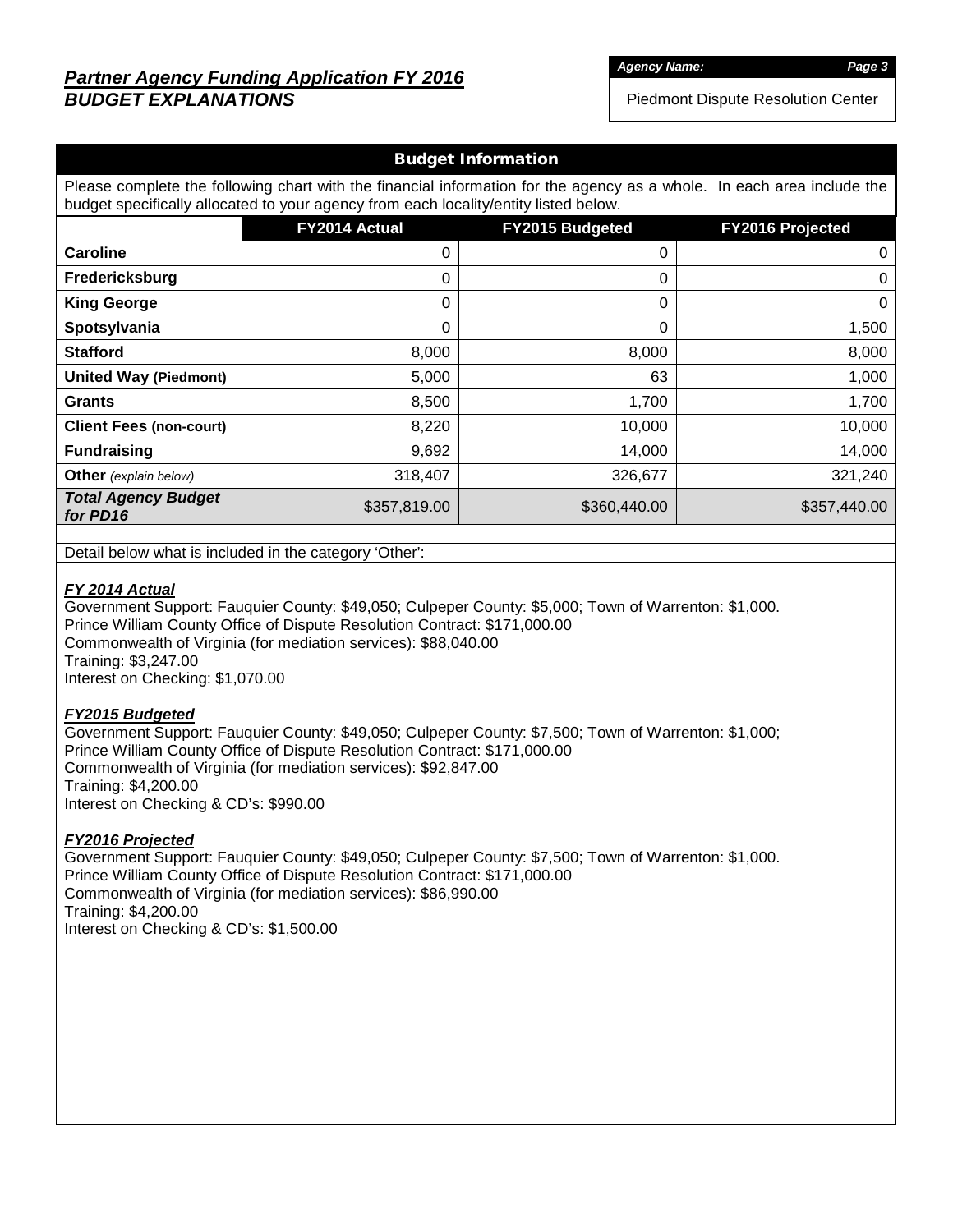# *Partner Agency Funding Application FY 2016*
## *BUDGET EXPLANATIONS*

***Agency Name:***

Piedmont Dispute Resolution Center

### Budget Information

Please complete the following chart with the financial information for the agency as a whole. In each area include the budget specifically allocated to your agency from each locality/entity listed below.

| | FY2014 Actual | FY2015 Budgeted | FY2016 Projected |
|---|---|---|---|
| **Caroline** | 0 | 0 | 0 |
| **Fredericksburg** | 0 | 0 | 0 |
| **King George** | 0 | 0 | 0 |
| **Spotsylvania** | 0 | 0 | 1,500 |
| **Stafford** | 8,000 | 8,000 | 8,000 |
| **United Way (Piedmont)** | 5,000 | 63 | 1,000 |
| **Grants** | 8,500 | 1,700 | 1,700 |
| **Client Fees (non-court)** | 8,220 | 10,000 | 10,000 |
| **Fundraising** | 9,692 | 14,000 | 14,000 |
| **Other** *(explain below)* | 318,407 | 326,677 | 321,240 |
| ***Total Agency Budget for PD16*** | $357,819.00 | $360,440.00 | $357,440.00 |

Detail below what is included in the category 'Other':

***FY 2014 Actual***

Government Support: Fauquier County: $49,050; Culpeper County: $5,000; Town of Warrenton: $1,000.
Prince William County Office of Dispute Resolution Contract: $171,000.00
Commonwealth of Virginia (for mediation services): $88,040.00
Training: $3,247.00
Interest on Checking: $1,070.00

***FY2015 Budgeted***

Government Support: Fauquier County: $49,050; Culpeper County: $7,500; Town of Warrenton: $1,000;
Prince William County Office of Dispute Resolution Contract: $171,000.00
Commonwealth of Virginia (for mediation services): $92,847.00
Training: $4,200.00
Interest on Checking & CD's: $990.00

***FY2016 Projected***

Government Support: Fauquier County: $49,050; Culpeper County: $7,500; Town of Warrenton: $1,000.
Prince William County Office of Dispute Resolution Contract: $171,000.00
Commonwealth of Virginia (for mediation services): $86,990.00
Training: $4,200.00
Interest on Checking & CD's: $1,500.00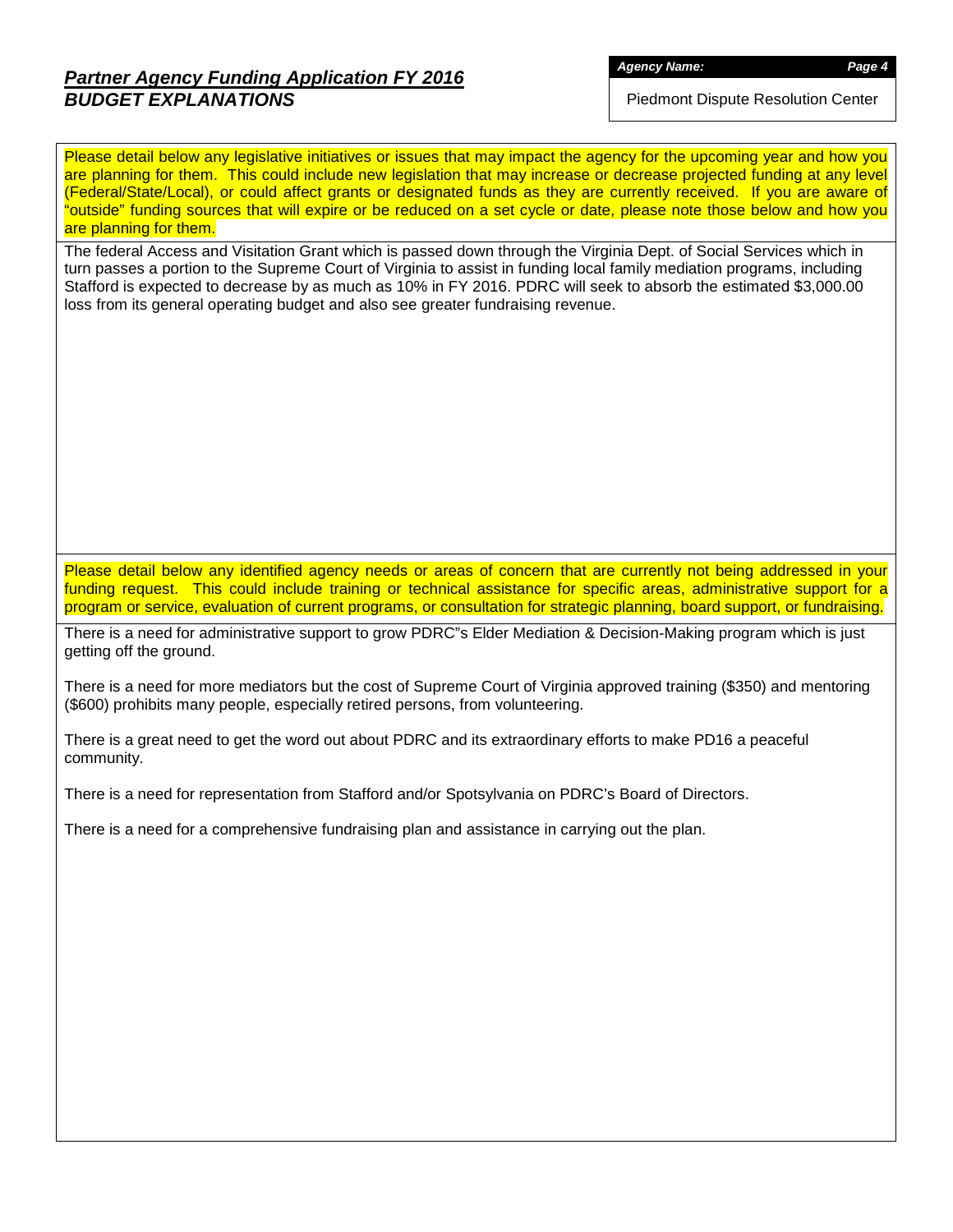## *Partner Agency Funding Application FY 2016*
## *BUDGET EXPLANATIONS*

***Agency Name:***

Piedmont Dispute Resolution Center

Please detail below any legislative initiatives or issues that may impact the agency for the upcoming year and how you are planning for them. This could include new legislation that may increase or decrease projected funding at any level (Federal/State/Local), or could affect grants or designated funds as they are currently received. If you are aware of "outside" funding sources that will expire or be reduced on a set cycle or date, please note those below and how you are planning for them.

The federal Access and Visitation Grant which is passed down through the Virginia Dept. of Social Services which in turn passes a portion to the Supreme Court of Virginia to assist in funding local family mediation programs, including Stafford is expected to decrease by as much as 10% in FY 2016. PDRC will seek to absorb the estimated $3,000.00 loss from its general operating budget and also see greater fundraising revenue.

Please detail below any identified agency needs or areas of concern that are currently not being addressed in your funding request. This could include training or technical assistance for specific areas, administrative support for a program or service, evaluation of current programs, or consultation for strategic planning, board support, or fundraising.

There is a need for administrative support to grow PDRC"s Elder Mediation & Decision-Making program which is just getting off the ground.

There is a need for more mediators but the cost of Supreme Court of Virginia approved training ($350) and mentoring ($600) prohibits many people, especially retired persons, from volunteering.

There is a great need to get the word out about PDRC and its extraordinary efforts to make PD16 a peaceful community.

There is a need for representation from Stafford and/or Spotsylvania on PDRC's Board of Directors.

There is a need for a comprehensive fundraising plan and assistance in carrying out the plan.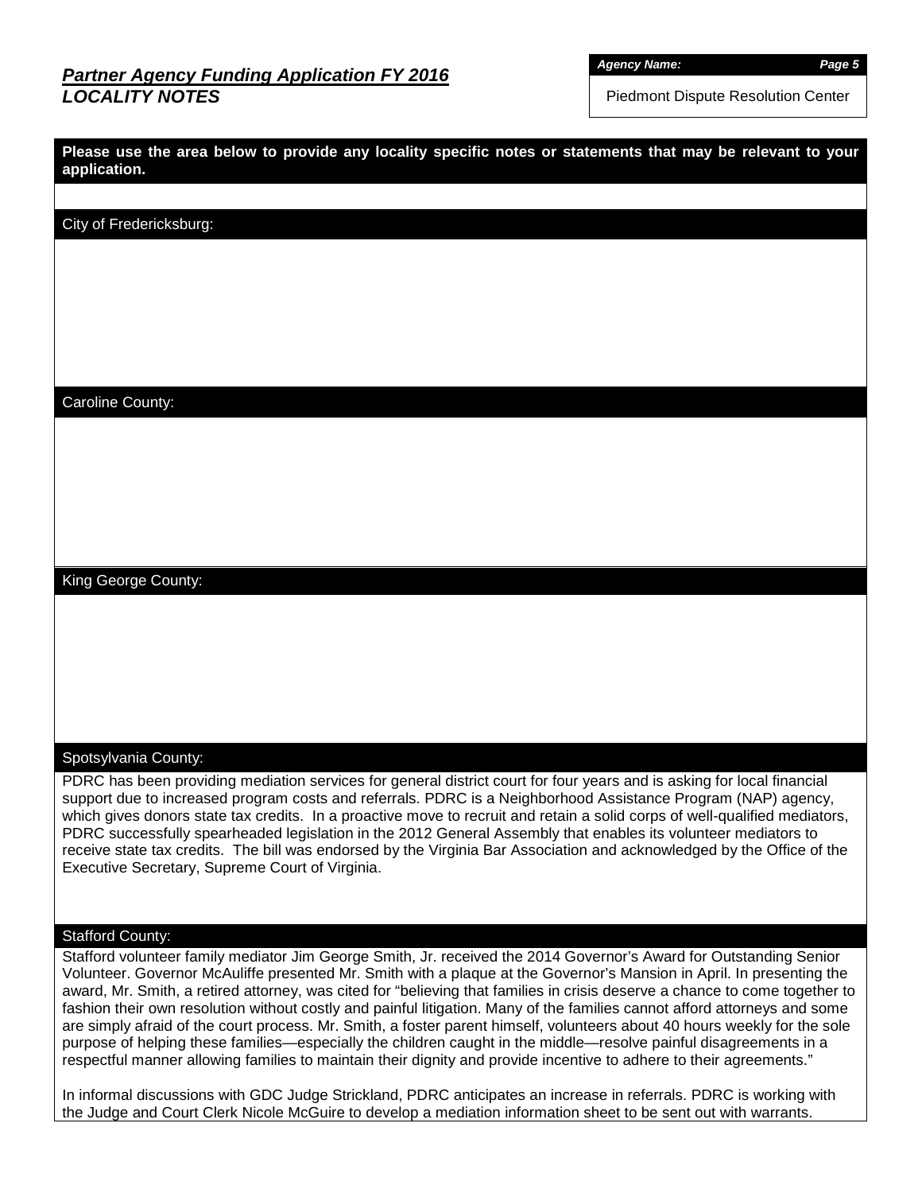## *Partner Agency Funding Application FY 2016*
## *LOCALITY NOTES*

***Agency Name:***

Piedmont Dispute Resolution Center

**Please use the area below to provide any locality specific notes or statements that may be relevant to your application.**

### City of Fredericksburg:

### Caroline County:

### King George County:

### Spotsylvania County:

PDRC has been providing mediation services for general district court for four years and is asking for local financial support due to increased program costs and referrals. PDRC is a Neighborhood Assistance Program (NAP) agency, which gives donors state tax credits. In a proactive move to recruit and retain a solid corps of well-qualified mediators, PDRC successfully spearheaded legislation in the 2012 General Assembly that enables its volunteer mediators to receive state tax credits. The bill was endorsed by the Virginia Bar Association and acknowledged by the Office of the Executive Secretary, Supreme Court of Virginia.

### Stafford County:

Stafford volunteer family mediator Jim George Smith, Jr. received the 2014 Governor's Award for Outstanding Senior Volunteer. Governor McAuliffe presented Mr. Smith with a plaque at the Governor's Mansion in April. In presenting the award, Mr. Smith, a retired attorney, was cited for "believing that families in crisis deserve a chance to come together to fashion their own resolution without costly and painful litigation. Many of the families cannot afford attorneys and some are simply afraid of the court process. Mr. Smith, a foster parent himself, volunteers about 40 hours weekly for the sole purpose of helping these families—especially the children caught in the middle—resolve painful disagreements in a respectful manner allowing families to maintain their dignity and provide incentive to adhere to their agreements."

In informal discussions with GDC Judge Strickland, PDRC anticipates an increase in referrals. PDRC is working with the Judge and Court Clerk Nicole McGuire to develop a mediation information sheet to be sent out with warrants.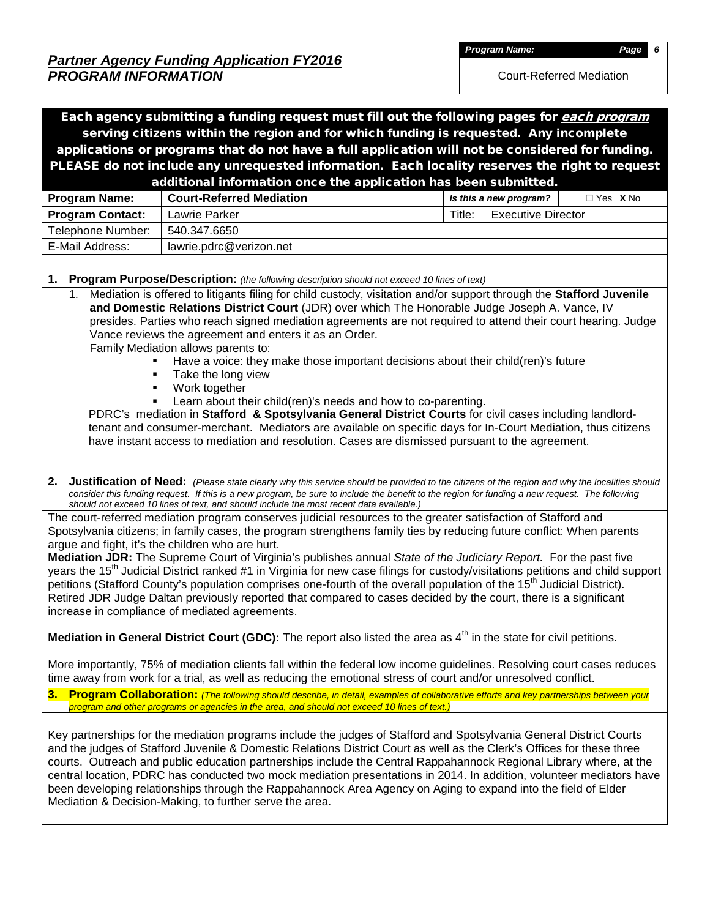## *Partner Agency Funding Application FY2016*
## *PROGRAM INFORMATION*

| *Program Name:* | *Page* |
|---|---|
| Court-Referred Mediation | |

**Each agency submitting a funding request must fill out the following pages for *each program* serving citizens within the region and for which funding is requested. Any incomplete applications or programs that do not have a full application will not be considered for funding. PLEASE do not include any unrequested information. Each locality reserves the right to request additional information once the application has been submitted.**

| **Program Name:** | **Court-Referred Mediation** | ***Is this a new program?*** | ☐ Yes **X** No |
|---|---|---|---|
| **Program Contact:** | Lawrie Parker | Title: | Executive Director |
| Telephone Number: | 540.347.6650 | | |
| E-Mail Address: | lawrie.pdrc@verizon.net | | |

**1. Program Purpose/Description:** *(the following description should not exceed 10 lines of text)*

1. Mediation is offered to litigants filing for child custody, visitation and/or support through the **Stafford Juvenile and Domestic Relations District Court** (JDR) over which The Honorable Judge Joseph A. Vance, IV presides. Parties who reach signed mediation agreements are not required to attend their court hearing. Judge Vance reviews the agreement and enters it as an Order.

   Family Mediation allows parents to:

   - Have a voice: they make those important decisions about their child(ren)'s future
   - Take the long view
   - Work together
   - Learn about their child(ren)'s needs and how to co-parenting.

   PDRC's mediation in **Stafford & Spotsylvania General District Courts** for civil cases including landlord-tenant and consumer-merchant. Mediators are available on specific days for In-Court Mediation, thus citizens have instant access to mediation and resolution. Cases are dismissed pursuant to the agreement.

**2. Justification of Need:** *(Please state clearly why this service should be provided to the citizens of the region and why the localities should consider this funding request. If this is a new program, be sure to include the benefit to the region for funding a new request. The following should not exceed 10 lines of text, and should include the most recent data available.)*

The court-referred mediation program conserves judicial resources to the greater satisfaction of Stafford and Spotsylvania citizens; in family cases, the program strengthens family ties by reducing future conflict: When parents argue and fight, it's the children who are hurt.

**Mediation JDR:** The Supreme Court of Virginia's publishes annual *State of the Judiciary Report.* For the past five years the 15th Judicial District ranked #1 in Virginia for new case filings for custody/visitations petitions and child support petitions (Stafford County's population comprises one-fourth of the overall population of the 15th Judicial District). Retired JDR Judge Daltan previously reported that compared to cases decided by the court, there is a significant increase in compliance of mediated agreements.

**Mediation in General District Court (GDC):** The report also listed the area as 4th in the state for civil petitions.

More importantly, 75% of mediation clients fall within the federal low income guidelines. Resolving court cases reduces time away from work for a trial, as well as reducing the emotional stress of court and/or unresolved conflict.

**3. Program Collaboration:** *(The following should describe, in detail, examples of collaborative efforts and key partnerships between your program and other programs or agencies in the area, and should not exceed 10 lines of text.)*

Key partnerships for the mediation programs include the judges of Stafford and Spotsylvania General District Courts and the judges of Stafford Juvenile & Domestic Relations District Court as well as the Clerk's Offices for these three courts. Outreach and public education partnerships include the Central Rappahannock Regional Library where, at the central location, PDRC has conducted two mock mediation presentations in 2014. In addition, volunteer mediators have been developing relationships through the Rappahannock Area Agency on Aging to expand into the field of Elder Mediation & Decision-Making, to further serve the area.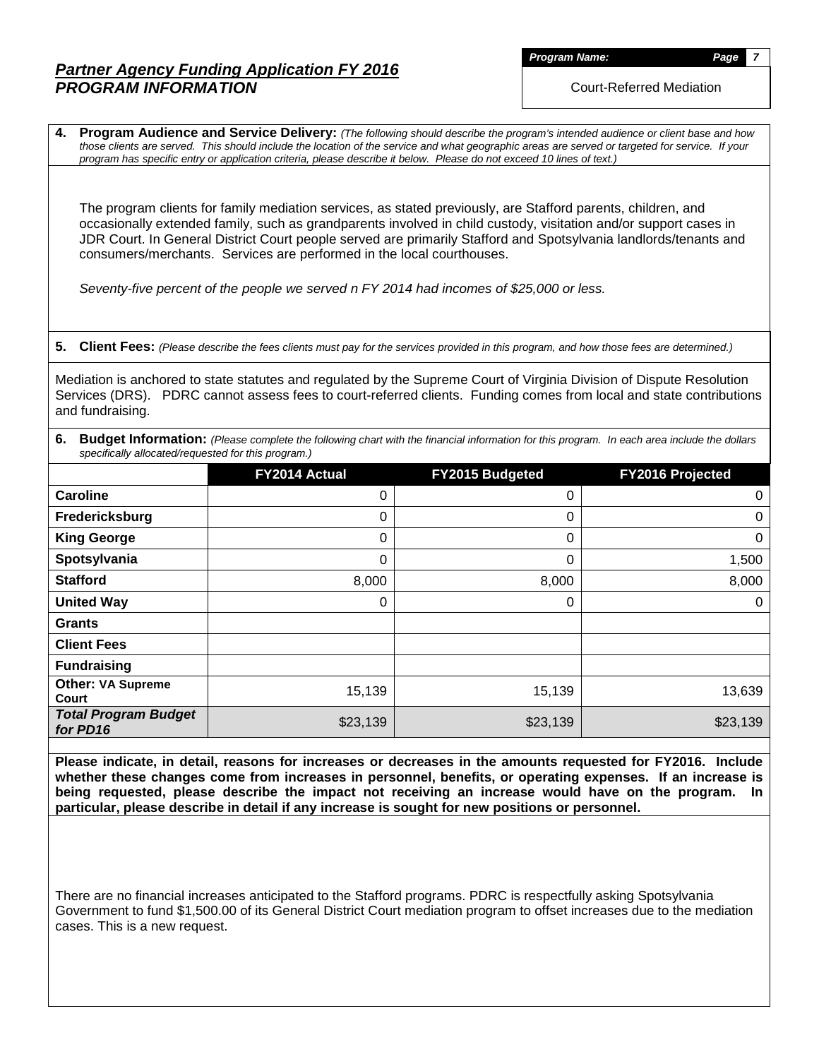## *Partner Agency Funding Application FY 2016*
## *PROGRAM INFORMATION*

***Program Name:*** Court-Referred Mediation

**4. Program Audience and Service Delivery:** *(The following should describe the program's intended audience or client base and how those clients are served. This should include the location of the service and what geographic areas are served or targeted for service. If your program has specific entry or application criteria, please describe it below. Please do not exceed 10 lines of text.)*

The program clients for family mediation services, as stated previously, are Stafford parents, children, and occasionally extended family, such as grandparents involved in child custody, visitation and/or support cases in JDR Court. In General District Court people served are primarily Stafford and Spotsylvania landlords/tenants and consumers/merchants. Services are performed in the local courthouses.

*Seventy-five percent of the people we served n FY 2014 had incomes of $25,000 or less.*

**5. Client Fees:** *(Please describe the fees clients must pay for the services provided in this program, and how those fees are determined.)*

Mediation is anchored to state statutes and regulated by the Supreme Court of Virginia Division of Dispute Resolution Services (DRS). PDRC cannot assess fees to court-referred clients. Funding comes from local and state contributions and fundraising.

**6. Budget Information:** *(Please complete the following chart with the financial information for this program. In each area include the dollars specifically allocated/requested for this program.)*

| | FY2014 Actual | FY2015 Budgeted | FY2016 Projected |
|---|---|---|---|
| **Caroline** | 0 | 0 | 0 |
| **Fredericksburg** | 0 | 0 | 0 |
| **King George** | 0 | 0 | 0 |
| **Spotsylvania** | 0 | 0 | 1,500 |
| **Stafford** | 8,000 | 8,000 | 8,000 |
| **United Way** | 0 | 0 | 0 |
| **Grants** | | | |
| **Client Fees** | | | |
| **Fundraising** | | | |
| **Other: VA Supreme Court** | 15,139 | 15,139 | 13,639 |
| ***Total Program Budget for PD16*** | $23,139 | $23,139 | $23,139 |

**Please indicate, in detail, reasons for increases or decreases in the amounts requested for FY2016. Include whether these changes come from increases in personnel, benefits, or operating expenses. If an increase is being requested, please describe the impact not receiving an increase would have on the program. In particular, please describe in detail if any increase is sought for new positions or personnel.**

There are no financial increases anticipated to the Stafford programs. PDRC is respectfully asking Spotsylvania Government to fund $1,500.00 of its General District Court mediation program to offset increases due to the mediation cases. This is a new request.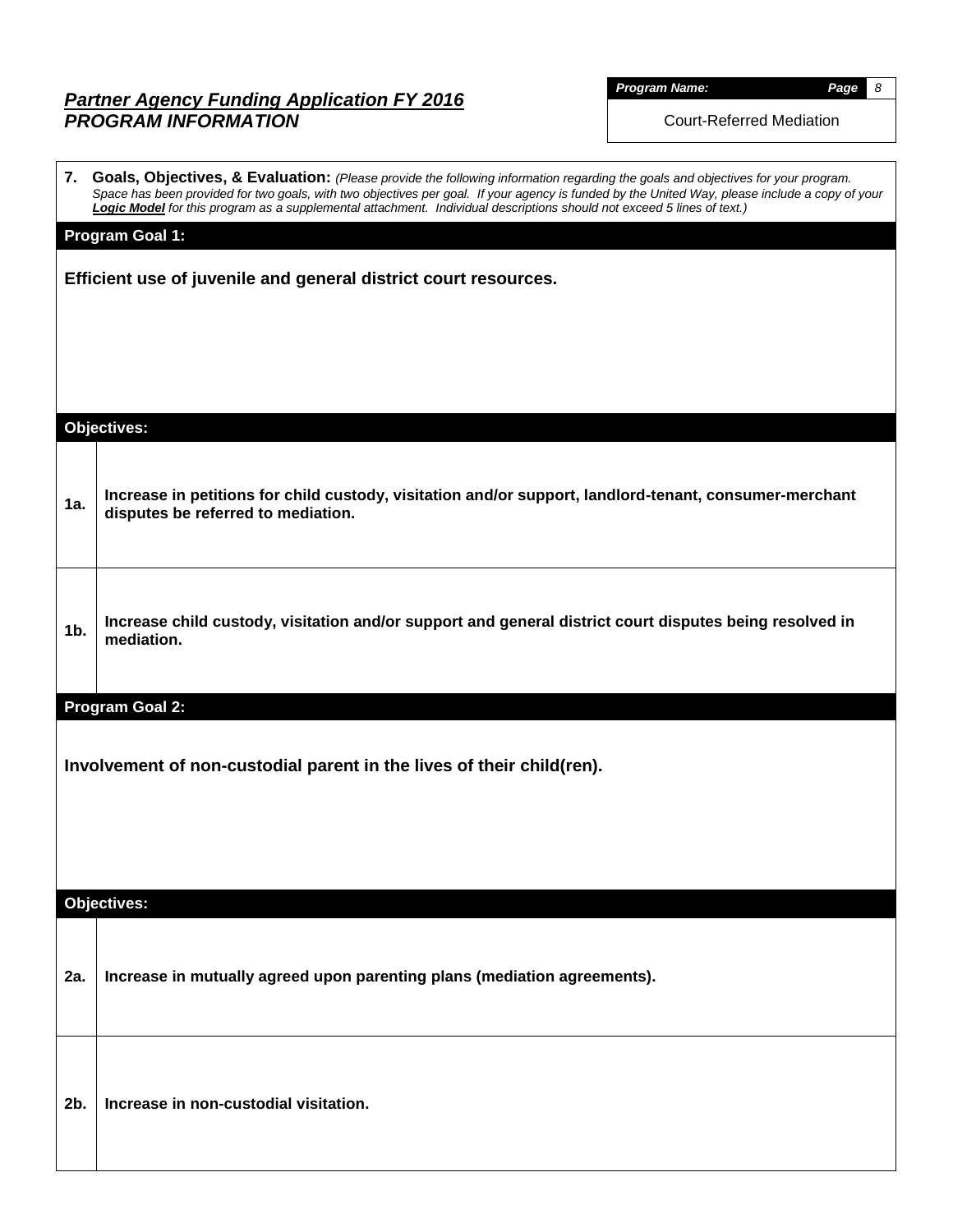# *Partner Agency Funding Application FY 2016*
## *PROGRAM INFORMATION*

| ***Program Name:*** |
|---|
| Court-Referred Mediation |

**7. Goals, Objectives, & Evaluation:** *(Please provide the following information regarding the goals and objectives for your program. Space has been provided for two goals, with two objectives per goal. If your agency is funded by the United Way, please include a copy of your **Logic Model** for this program as a supplemental attachment. Individual descriptions should not exceed 5 lines of text.)*

### Program Goal 1:

**Efficient use of juvenile and general district court resources.**

#### Objectives:

| | |
|---|---|
| **1a.** | **Increase in petitions for child custody, visitation and/or support, landlord-tenant, consumer-merchant disputes be referred to mediation.** |
| **1b.** | **Increase child custody, visitation and/or support and general district court disputes being resolved in mediation.** |

### Program Goal 2:

**Involvement of non-custodial parent in the lives of their child(ren).**

#### Objectives:

| | |
|---|---|
| **2a.** | **Increase in mutually agreed upon parenting plans (mediation agreements).** |
| **2b.** | **Increase in non-custodial visitation.** |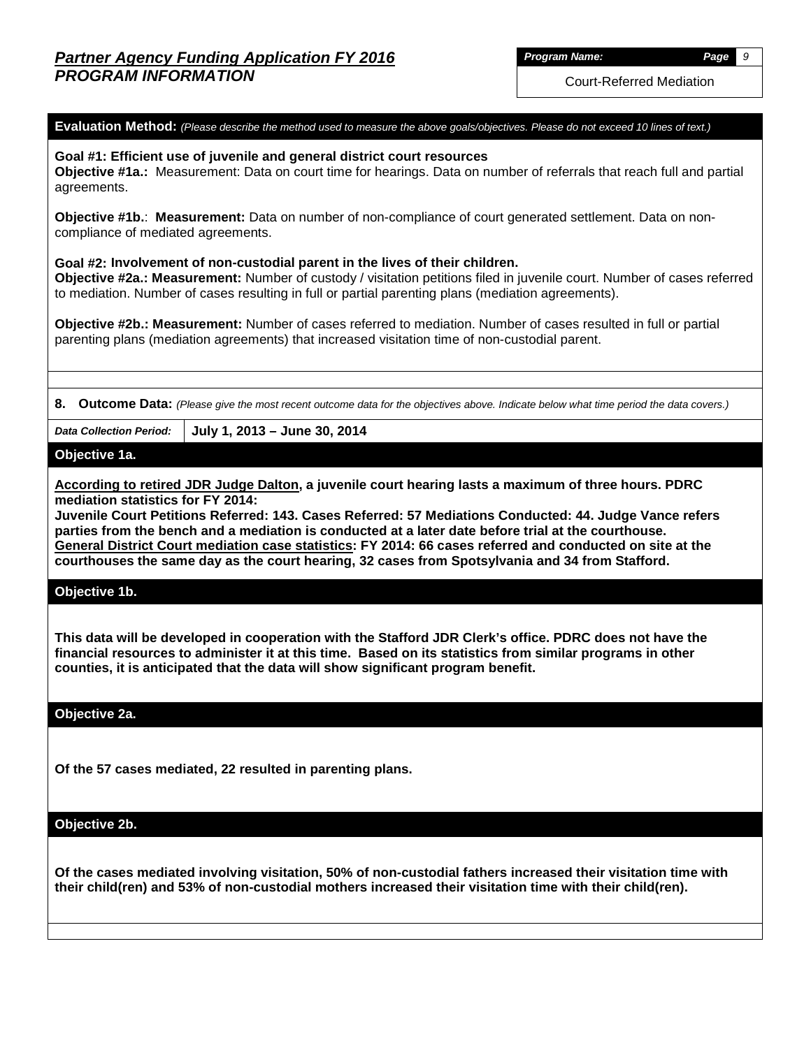## Partner Agency Funding Application FY 2016
## PROGRAM INFORMATION

**Program Name:** Court-Referred Mediation

**Evaluation Method:** *(Please describe the method used to measure the above goals/objectives. Please do not exceed 10 lines of text.)*

**Goal #1: Efficient use of juvenile and general district court resources**
**Objective #1a.:** Measurement: Data on court time for hearings. Data on number of referrals that reach full and partial agreements.

**Objective #1b.**: **Measurement:** Data on number of non-compliance of court generated settlement. Data on non-compliance of mediated agreements.

**Goal #2: Involvement of non-custodial parent in the lives of their children.**
**Objective #2a.: Measurement:** Number of custody / visitation petitions filed in juvenile court. Number of cases referred to mediation. Number of cases resulting in full or partial parenting plans (mediation agreements).

**Objective #2b.: Measurement:** Number of cases referred to mediation. Number of cases resulted in full or partial parenting plans (mediation agreements) that increased visitation time of non-custodial parent.

**8. Outcome Data:** *(Please give the most recent outcome data for the objectives above. Indicate below what time period the data covers.)*

| *Data Collection Period:* | **July 1, 2013 – June 30, 2014** |
|---|---|

**Objective 1a.**

**According to retired JDR Judge Dalton, a juvenile court hearing lasts a maximum of three hours. PDRC mediation statistics for FY 2014:**
**Juvenile Court Petitions Referred: 143. Cases Referred: 57 Mediations Conducted: 44. Judge Vance refers parties from the bench and a mediation is conducted at a later date before trial at the courthouse.**
**General District Court mediation case statistics: FY 2014: 66 cases referred and conducted on site at the courthouses the same day as the court hearing, 32 cases from Spotsylvania and 34 from Stafford.**

**Objective 1b.**

**This data will be developed in cooperation with the Stafford JDR Clerk's office. PDRC does not have the financial resources to administer it at this time. Based on its statistics from similar programs in other counties, it is anticipated that the data will show significant program benefit.**

**Objective 2a.**

**Of the 57 cases mediated, 22 resulted in parenting plans.**

**Objective 2b.**

**Of the cases mediated involving visitation, 50% of non-custodial fathers increased their visitation time with their child(ren) and 53% of non-custodial mothers increased their visitation time with their child(ren).**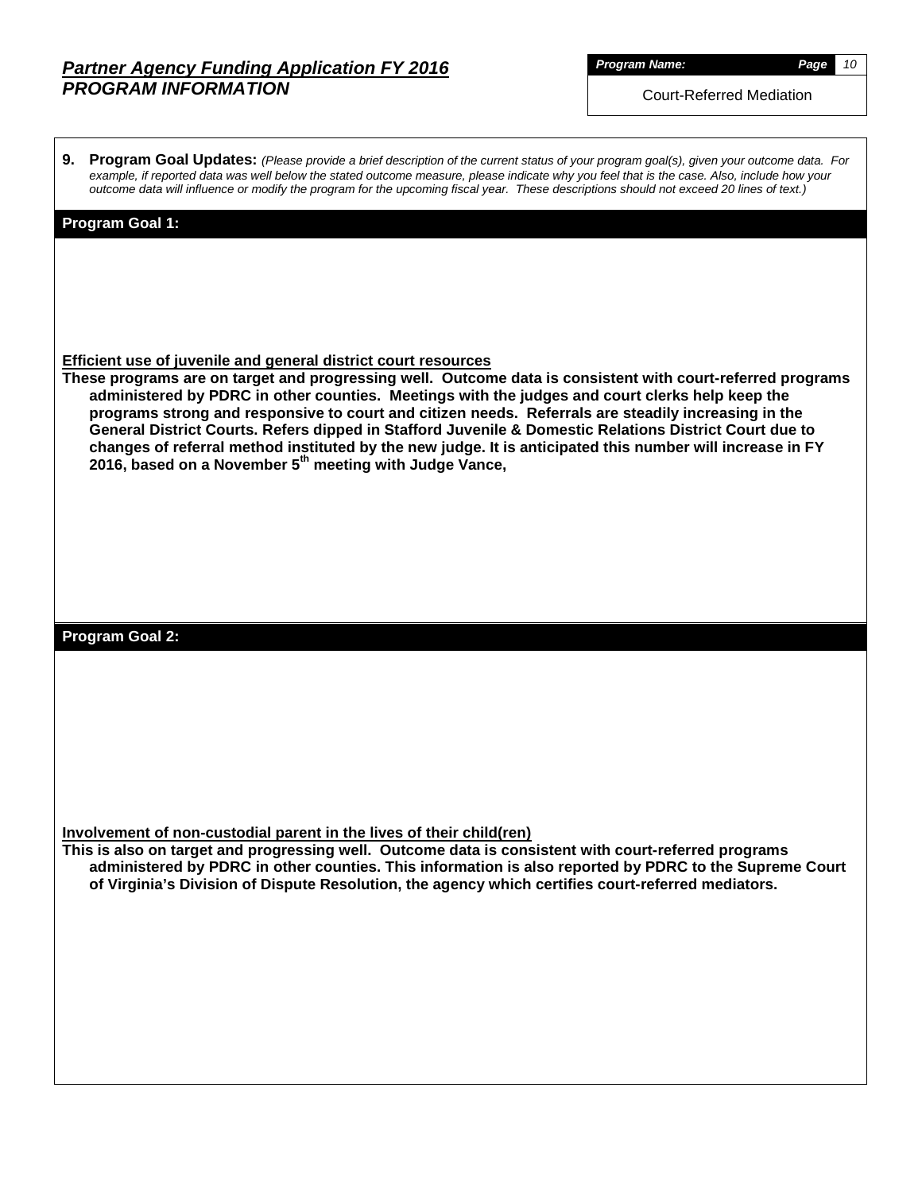## *Partner Agency Funding Application FY 2016*
## *PROGRAM INFORMATION*

***Program Name:*** Court-Referred Mediation

**9. Program Goal Updates:** *(Please provide a brief description of the current status of your program goal(s), given your outcome data. For example, if reported data was well below the stated outcome measure, please indicate why you feel that is the case. Also, include how your outcome data will influence or modify the program for the upcoming fiscal year. These descriptions should not exceed 20 lines of text.)*

### Program Goal 1:

**Efficient use of juvenile and general district court resources**

**These programs are on target and progressing well. Outcome data is consistent with court-referred programs administered by PDRC in other counties. Meetings with the judges and court clerks help keep the programs strong and responsive to court and citizen needs. Referrals are steadily increasing in the General District Courts. Refers dipped in Stafford Juvenile & Domestic Relations District Court due to changes of referral method instituted by the new judge. It is anticipated this number will increase in FY 2016, based on a November 5th meeting with Judge Vance,**

### Program Goal 2:

**Involvement of non-custodial parent in the lives of their child(ren)**

**This is also on target and progressing well. Outcome data is consistent with court-referred programs administered by PDRC in other counties. This information is also reported by PDRC to the Supreme Court of Virginia's Division of Dispute Resolution, the agency which certifies court-referred mediators.**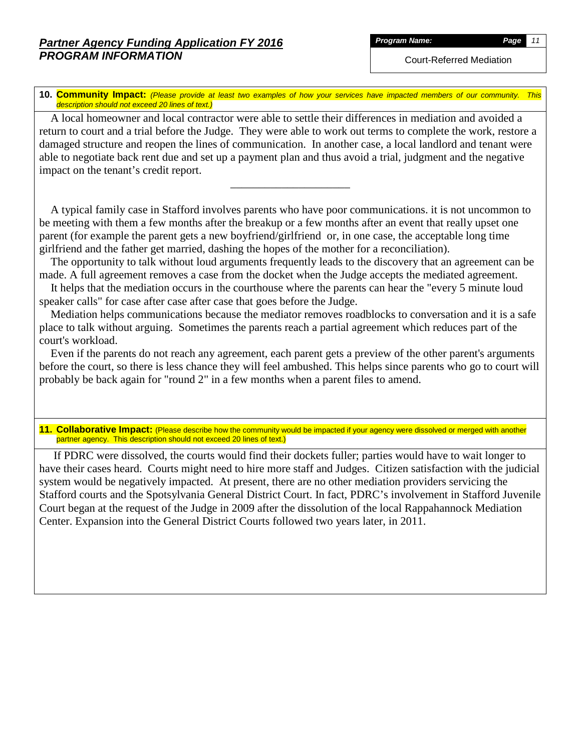## Partner Agency Funding Application FY 2016
## PROGRAM INFORMATION

**Program Name:** Court-Referred Mediation

**10. Community Impact:** *(Please provide at least two examples of how your services have impacted members of our community. This description should not exceed 20 lines of text.)*

A local homeowner and local contractor were able to settle their differences in mediation and avoided a return to court and a trial before the Judge. They were able to work out terms to complete the work, restore a damaged structure and reopen the lines of communication. In another case, a local landlord and tenant were able to negotiate back rent due and set up a payment plan and thus avoid a trial, judgment and the negative impact on the tenant's credit report.

---

A typical family case in Stafford involves parents who have poor communications. it is not uncommon to be meeting with them a few months after the breakup or a few months after an event that really upset one parent (for example the parent gets a new boyfriend/girlfriend or, in one case, the acceptable long time girlfriend and the father get married, dashing the hopes of the mother for a reconciliation).

The opportunity to talk without loud arguments frequently leads to the discovery that an agreement can be made. A full agreement removes a case from the docket when the Judge accepts the mediated agreement.

It helps that the mediation occurs in the courthouse where the parents can hear the "every 5 minute loud speaker calls" for case after case after case that goes before the Judge.

Mediation helps communications because the mediator removes roadblocks to conversation and it is a safe place to talk without arguing. Sometimes the parents reach a partial agreement which reduces part of the court's workload.

Even if the parents do not reach any agreement, each parent gets a preview of the other parent's arguments before the court, so there is less chance they will feel ambushed. This helps since parents who go to court will probably be back again for "round 2" in a few months when a parent files to amend.

**11. Collaborative Impact:** (Please describe how the community would be impacted if your agency were dissolved or merged with another partner agency. This description should not exceed 20 lines of text.)

If PDRC were dissolved, the courts would find their dockets fuller; parties would have to wait longer to have their cases heard. Courts might need to hire more staff and Judges. Citizen satisfaction with the judicial system would be negatively impacted. At present, there are no other mediation providers servicing the Stafford courts and the Spotsylvania General District Court. In fact, PDRC's involvement in Stafford Juvenile Court began at the request of the Judge in 2009 after the dissolution of the local Rappahannock Mediation Center. Expansion into the General District Courts followed two years later, in 2011.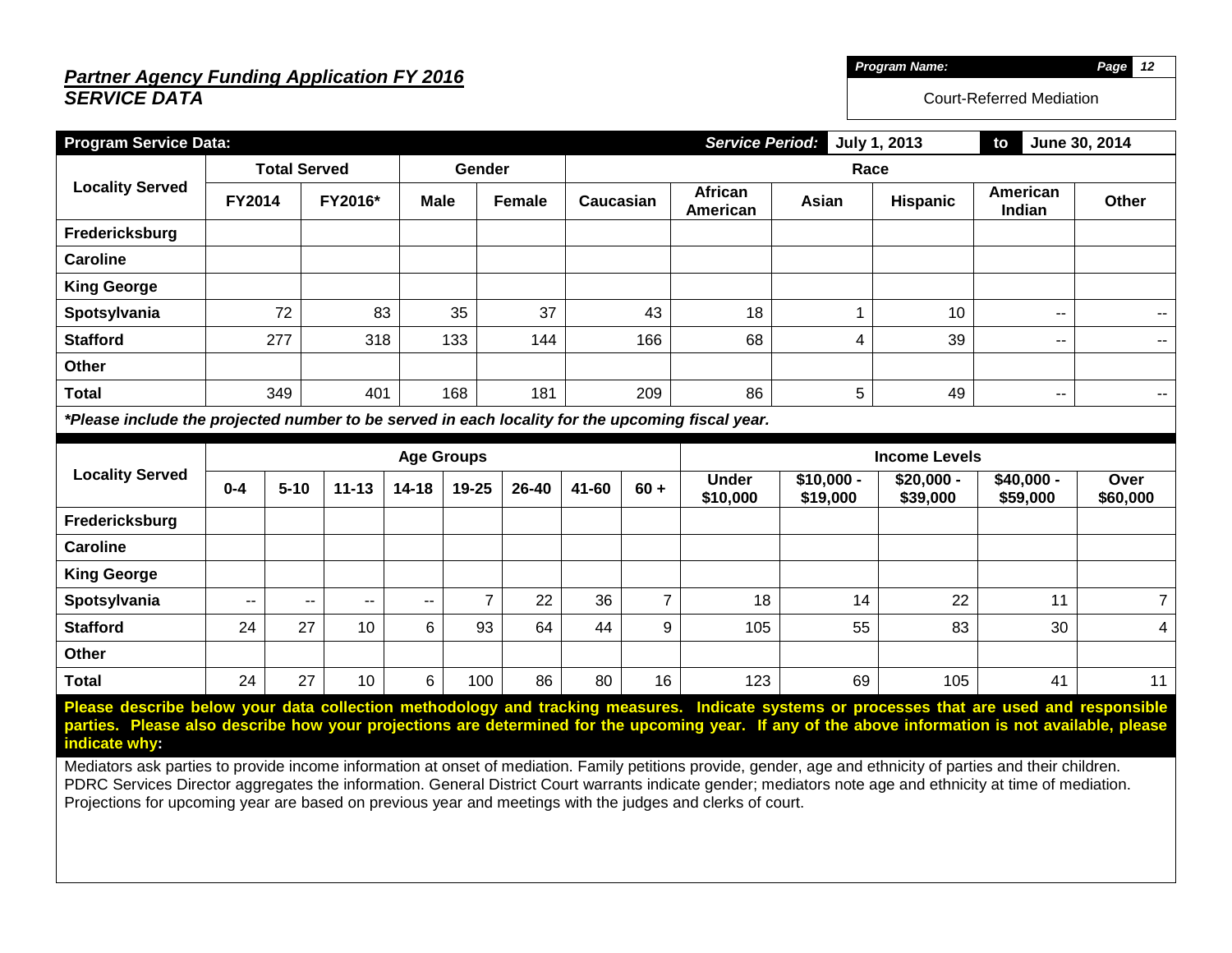## *Partner Agency Funding Application FY 2016*
## *SERVICE DATA*

***Program Name:*** Court-Referred Mediation

**Program Service Data:** ***Service Period:*** **July 1, 2013** to **June 30, 2014**

| Locality Served | Total Served | | Gender | | Race | | | | | |
|---|---|---|---|---|---|---|---|---|---|---|
| | FY2014 | FY2016* | Male | Female | Caucasian | African American | Asian | Hispanic | American Indian | Other |
| Fredericksburg | | | | | | | | | | |
| Caroline | | | | | | | | | | |
| King George | | | | | | | | | | |
| Spotsylvania | 72 | 83 | 35 | 37 | 43 | 18 | 1 | 10 | -- | -- |
| Stafford | 277 | 318 | 133 | 144 | 166 | 68 | 4 | 39 | -- | -- |
| Other | | | | | | | | | | |
| Total | 349 | 401 | 168 | 181 | 209 | 86 | 5 | 49 | -- | -- |

****Please include the projected number to be served in each locality for the upcoming fiscal year.***

| Locality Served | Age Groups | | | | | | | | Income Levels | | | | |
|---|---|---|---|---|---|---|---|---|---|---|---|---|---|
| | 0-4 | 5-10 | 11-13 | 14-18 | 19-25 | 26-40 | 41-60 | 60 + | Under $10,000 | $10,000 - $19,000 | $20,000 - $39,000 | $40,000 - $59,000 | Over $60,000 |
| Fredericksburg | | | | | | | | | | | | | |
| Caroline | | | | | | | | | | | | | |
| King George | | | | | | | | | | | | | |
| Spotsylvania | -- | -- | -- | -- | 7 | 22 | 36 | 7 | 18 | 14 | 22 | 11 | 7 |
| Stafford | 24 | 27 | 10 | 6 | 93 | 64 | 44 | 9 | 105 | 55 | 83 | 30 | 4 |
| Other | | | | | | | | | | | | | |
| Total | 24 | 27 | 10 | 6 | 100 | 86 | 80 | 16 | 123 | 69 | 105 | 41 | 11 |

**Please describe below your data collection methodology and tracking measures. Indicate systems or processes that are used and responsible parties. Please also describe how your projections are determined for the upcoming year. If any of the above information is not available, please indicate why:**

Mediators ask parties to provide income information at onset of mediation. Family petitions provide, gender, age and ethnicity of parties and their children. PDRC Services Director aggregates the information. General District Court warrants indicate gender; mediators note age and ethnicity at time of mediation. Projections for upcoming year are based on previous year and meetings with the judges and clerks of court.